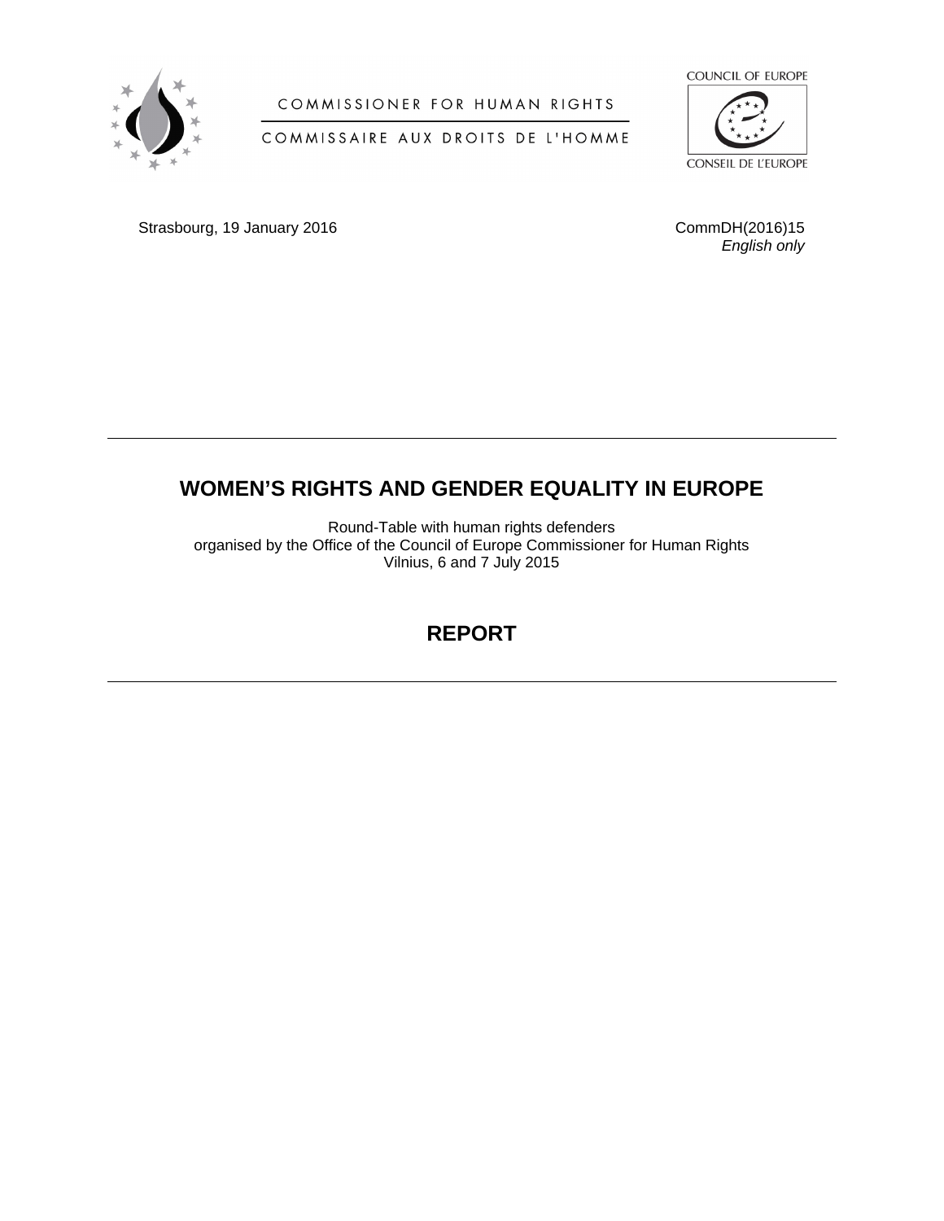COMMISSIONER FOR HUMAN RIGHTS

COMMISSAIRE AUX DROITS DE L'HOMME

COUNCIL OF EUROPE

CONSEIL DE L'EUROPE

Strasbourg, 19 January 2016

CommDH(2016)15
*English only*

---

# WOMEN'S RIGHTS AND GENDER EQUALITY IN EUROPE

Round-Table with human rights defenders
organised by the Office of the Council of Europe Commissioner for Human Rights
Vilnius, 6 and 7 July 2015

# REPORT

---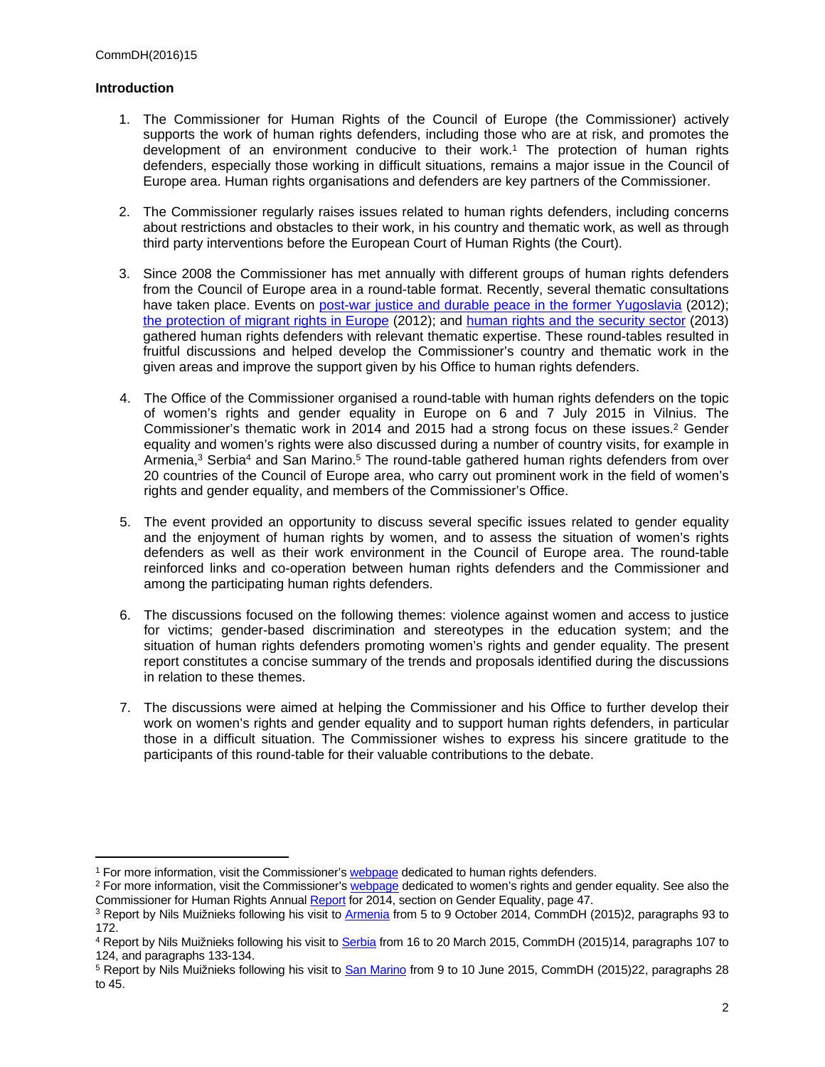## Introduction

1. The Commissioner for Human Rights of the Council of Europe (the Commissioner) actively supports the work of human rights defenders, including those who are at risk, and promotes the development of an environment conducive to their work.[1] The protection of human rights defenders, especially those working in difficult situations, remains a major issue in the Council of Europe area. Human rights organisations and defenders are key partners of the Commissioner.

2. The Commissioner regularly raises issues related to human rights defenders, including concerns about restrictions and obstacles to their work, in his country and thematic work, as well as through third party interventions before the European Court of Human Rights (the Court).

3. Since 2008 the Commissioner has met annually with different groups of human rights defenders from the Council of Europe area in a round-table format. Recently, several thematic consultations have taken place. Events on post-war justice and durable peace in the former Yugoslavia (2012); the protection of migrant rights in Europe (2012); and human rights and the security sector (2013) gathered human rights defenders with relevant thematic expertise. These round-tables resulted in fruitful discussions and helped develop the Commissioner's country and thematic work in the given areas and improve the support given by his Office to human rights defenders.

4. The Office of the Commissioner organised a round-table with human rights defenders on the topic of women's rights and gender equality in Europe on 6 and 7 July 2015 in Vilnius. The Commissioner's thematic work in 2014 and 2015 had a strong focus on these issues.[2] Gender equality and women's rights were also discussed during a number of country visits, for example in Armenia,[3] Serbia[4] and San Marino.[5] The round-table gathered human rights defenders from over 20 countries of the Council of Europe area, who carry out prominent work in the field of women's rights and gender equality, and members of the Commissioner's Office.

5. The event provided an opportunity to discuss several specific issues related to gender equality and the enjoyment of human rights by women, and to assess the situation of women's rights defenders as well as their work environment in the Council of Europe area. The round-table reinforced links and co-operation between human rights defenders and the Commissioner and among the participating human rights defenders.

6. The discussions focused on the following themes: violence against women and access to justice for victims; gender-based discrimination and stereotypes in the education system; and the situation of human rights defenders promoting women's rights and gender equality. The present report constitutes a concise summary of the trends and proposals identified during the discussions in relation to these themes.

7. The discussions were aimed at helping the Commissioner and his Office to further develop their work on women's rights and gender equality and to support human rights defenders, in particular those in a difficult situation. The Commissioner wishes to express his sincere gratitude to the participants of this round-table for their valuable contributions to the debate.

---

[1] For more information, visit the Commissioner's webpage dedicated to human rights defenders.

[2] For more information, visit the Commissioner's webpage dedicated to women's rights and gender equality. See also the Commissioner for Human Rights Annual Report for 2014, section on Gender Equality, page 47.

[3] Report by Nils Muižnieks following his visit to Armenia from 5 to 9 October 2014, CommDH (2015)2, paragraphs 93 to 172.

[4] Report by Nils Muižnieks following his visit to Serbia from 16 to 20 March 2015, CommDH (2015)14, paragraphs 107 to 124, and paragraphs 133-134.

[5] Report by Nils Muižnieks following his visit to San Marino from 9 to 10 June 2015, CommDH (2015)22, paragraphs 28 to 45.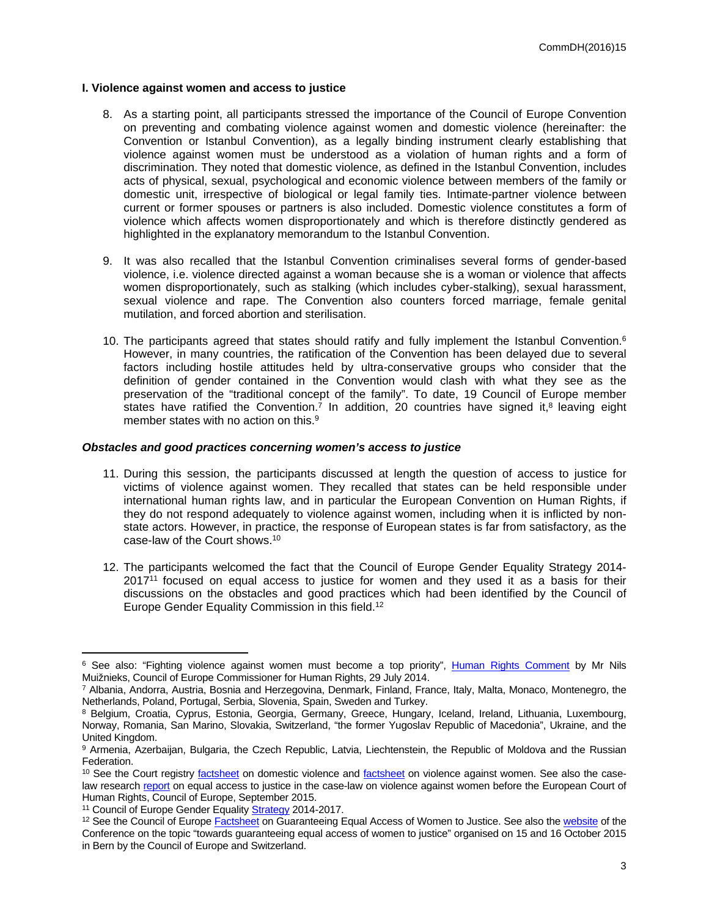## I. Violence against women and access to justice

8. As a starting point, all participants stressed the importance of the Council of Europe Convention on preventing and combating violence against women and domestic violence (hereinafter: the Convention or Istanbul Convention), as a legally binding instrument clearly establishing that violence against women must be understood as a violation of human rights and a form of discrimination. They noted that domestic violence, as defined in the Istanbul Convention, includes acts of physical, sexual, psychological and economic violence between members of the family or domestic unit, irrespective of biological or legal family ties. Intimate-partner violence between current or former spouses or partners is also included. Domestic violence constitutes a form of violence which affects women disproportionately and which is therefore distinctly gendered as highlighted in the explanatory memorandum to the Istanbul Convention.

9. It was also recalled that the Istanbul Convention criminalises several forms of gender-based violence, i.e. violence directed against a woman because she is a woman or violence that affects women disproportionately, such as stalking (which includes cyber-stalking), sexual harassment, sexual violence and rape. The Convention also counters forced marriage, female genital mutilation, and forced abortion and sterilisation.

10. The participants agreed that states should ratify and fully implement the Istanbul Convention.[6] However, in many countries, the ratification of the Convention has been delayed due to several factors including hostile attitudes held by ultra-conservative groups who consider that the definition of gender contained in the Convention would clash with what they see as the preservation of the "traditional concept of the family". To date, 19 Council of Europe member states have ratified the Convention.[7] In addition, 20 countries have signed it,[8] leaving eight member states with no action on this.[9]

### *Obstacles and good practices concerning women's access to justice*

11. During this session, the participants discussed at length the question of access to justice for victims of violence against women. They recalled that states can be held responsible under international human rights law, and in particular the European Convention on Human Rights, if they do not respond adequately to violence against women, including when it is inflicted by non-state actors. However, in practice, the response of European states is far from satisfactory, as the case-law of the Court shows.[10]

12. The participants welcomed the fact that the Council of Europe Gender Equality Strategy 2014-2017[11] focused on equal access to justice for women and they used it as a basis for their discussions on the obstacles and good practices which had been identified by the Council of Europe Gender Equality Commission in this field.[12]

---

[6] See also: "Fighting violence against women must become a top priority", Human Rights Comment by Mr Nils Muižnieks, Council of Europe Commissioner for Human Rights, 29 July 2014.

[7] Albania, Andorra, Austria, Bosnia and Herzegovina, Denmark, Finland, France, Italy, Malta, Monaco, Montenegro, the Netherlands, Poland, Portugal, Serbia, Slovenia, Spain, Sweden and Turkey.

[8] Belgium, Croatia, Cyprus, Estonia, Georgia, Germany, Greece, Hungary, Iceland, Ireland, Lithuania, Luxembourg, Norway, Romania, San Marino, Slovakia, Switzerland, "the former Yugoslav Republic of Macedonia", Ukraine, and the United Kingdom.

[9] Armenia, Azerbaijan, Bulgaria, the Czech Republic, Latvia, Liechtenstein, the Republic of Moldova and the Russian Federation.

[10] See the Court registry factsheet on domestic violence and factsheet on violence against women. See also the case-law research report on equal access to justice in the case-law on violence against women before the European Court of Human Rights, Council of Europe, September 2015.

[11] Council of Europe Gender Equality Strategy 2014-2017.

[12] See the Council of Europe Factsheet on Guaranteeing Equal Access of Women to Justice. See also the website of the Conference on the topic "towards guaranteeing equal access of women to justice" organised on 15 and 16 October 2015 in Bern by the Council of Europe and Switzerland.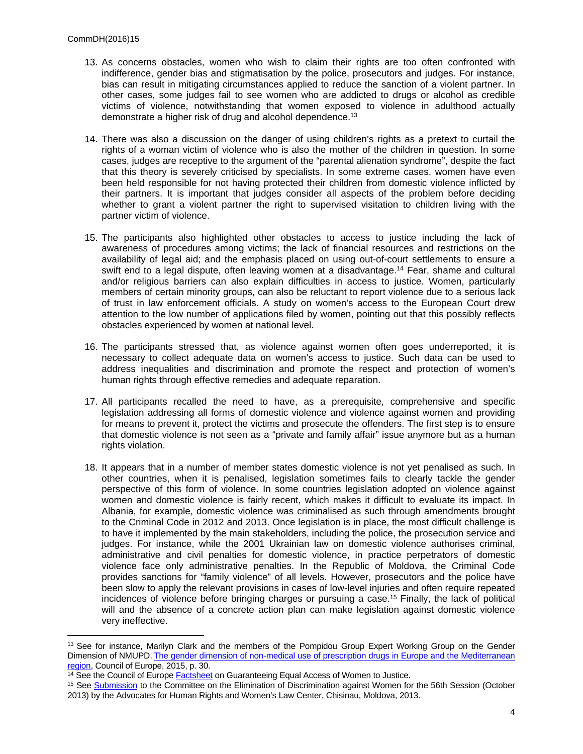13. As concerns obstacles, women who wish to claim their rights are too often confronted with indifference, gender bias and stigmatisation by the police, prosecutors and judges. For instance, bias can result in mitigating circumstances applied to reduce the sanction of a violent partner. In other cases, some judges fail to see women who are addicted to drugs or alcohol as credible victims of violence, notwithstanding that women exposed to violence in adulthood actually demonstrate a higher risk of drug and alcohol dependence.[13]

14. There was also a discussion on the danger of using children's rights as a pretext to curtail the rights of a woman victim of violence who is also the mother of the children in question. In some cases, judges are receptive to the argument of the "parental alienation syndrome", despite the fact that this theory is severely criticised by specialists. In some extreme cases, women have even been held responsible for not having protected their children from domestic violence inflicted by their partners. It is important that judges consider all aspects of the problem before deciding whether to grant a violent partner the right to supervised visitation to children living with the partner victim of violence.

15. The participants also highlighted other obstacles to access to justice including the lack of awareness of procedures among victims; the lack of financial resources and restrictions on the availability of legal aid; and the emphasis placed on using out-of-court settlements to ensure a swift end to a legal dispute, often leaving women at a disadvantage.[14] Fear, shame and cultural and/or religious barriers can also explain difficulties in access to justice. Women, particularly members of certain minority groups, can also be reluctant to report violence due to a serious lack of trust in law enforcement officials. A study on women's access to the European Court drew attention to the low number of applications filed by women, pointing out that this possibly reflects obstacles experienced by women at national level.

16. The participants stressed that, as violence against women often goes underreported, it is necessary to collect adequate data on women's access to justice. Such data can be used to address inequalities and discrimination and promote the respect and protection of women's human rights through effective remedies and adequate reparation.

17. All participants recalled the need to have, as a prerequisite, comprehensive and specific legislation addressing all forms of domestic violence and violence against women and providing for means to prevent it, protect the victims and prosecute the offenders. The first step is to ensure that domestic violence is not seen as a "private and family affair" issue anymore but as a human rights violation.

18. It appears that in a number of member states domestic violence is not yet penalised as such. In other countries, when it is penalised, legislation sometimes fails to clearly tackle the gender perspective of this form of violence. In some countries legislation adopted on violence against women and domestic violence is fairly recent, which makes it difficult to evaluate its impact. In Albania, for example, domestic violence was criminalised as such through amendments brought to the Criminal Code in 2012 and 2013. Once legislation is in place, the most difficult challenge is to have it implemented by the main stakeholders, including the police, the prosecution service and judges. For instance, while the 2001 Ukrainian law on domestic violence authorises criminal, administrative and civil penalties for domestic violence, in practice perpetrators of domestic violence face only administrative penalties. In the Republic of Moldova, the Criminal Code provides sanctions for "family violence" of all levels. However, prosecutors and the police have been slow to apply the relevant provisions in cases of low-level injuries and often require repeated incidences of violence before bringing charges or pursuing a case.[15] Finally, the lack of political will and the absence of a concrete action plan can make legislation against domestic violence very ineffective.

---

[13] See for instance, Marilyn Clark and the members of the Pompidou Group Expert Working Group on the Gender Dimension of NMUPD. The gender dimension of non-medical use of prescription drugs in Europe and the Mediterranean region, Council of Europe, 2015, p. 30.

[14] See the Council of Europe Factsheet on Guaranteeing Equal Access of Women to Justice.

[15] See Submission to the Committee on the Elimination of Discrimination against Women for the 56th Session (October 2013) by the Advocates for Human Rights and Women's Law Center, Chisinau, Moldova, 2013.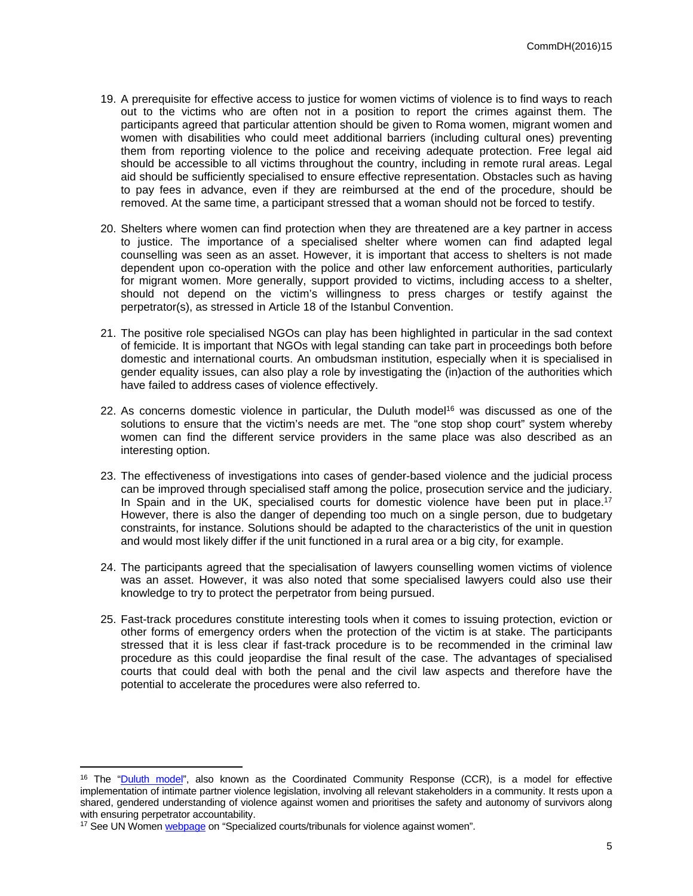19. A prerequisite for effective access to justice for women victims of violence is to find ways to reach out to the victims who are often not in a position to report the crimes against them. The participants agreed that particular attention should be given to Roma women, migrant women and women with disabilities who could meet additional barriers (including cultural ones) preventing them from reporting violence to the police and receiving adequate protection. Free legal aid should be accessible to all victims throughout the country, including in remote rural areas. Legal aid should be sufficiently specialised to ensure effective representation. Obstacles such as having to pay fees in advance, even if they are reimbursed at the end of the procedure, should be removed. At the same time, a participant stressed that a woman should not be forced to testify.

20. Shelters where women can find protection when they are threatened are a key partner in access to justice. The importance of a specialised shelter where women can find adapted legal counselling was seen as an asset. However, it is important that access to shelters is not made dependent upon co-operation with the police and other law enforcement authorities, particularly for migrant women. More generally, support provided to victims, including access to a shelter, should not depend on the victim's willingness to press charges or testify against the perpetrator(s), as stressed in Article 18 of the Istanbul Convention.

21. The positive role specialised NGOs can play has been highlighted in particular in the sad context of femicide. It is important that NGOs with legal standing can take part in proceedings both before domestic and international courts. An ombudsman institution, especially when it is specialised in gender equality issues, can also play a role by investigating the (in)action of the authorities which have failed to address cases of violence effectively.

22. As concerns domestic violence in particular, the Duluth model[16] was discussed as one of the solutions to ensure that the victim's needs are met. The "one stop shop court" system whereby women can find the different service providers in the same place was also described as an interesting option.

23. The effectiveness of investigations into cases of gender-based violence and the judicial process can be improved through specialised staff among the police, prosecution service and the judiciary. In Spain and in the UK, specialised courts for domestic violence have been put in place.[17] However, there is also the danger of depending too much on a single person, due to budgetary constraints, for instance. Solutions should be adapted to the characteristics of the unit in question and would most likely differ if the unit functioned in a rural area or a big city, for example.

24. The participants agreed that the specialisation of lawyers counselling women victims of violence was an asset. However, it was also noted that some specialised lawyers could also use their knowledge to try to protect the perpetrator from being pursued.

25. Fast-track procedures constitute interesting tools when it comes to issuing protection, eviction or other forms of emergency orders when the protection of the victim is at stake. The participants stressed that it is less clear if fast-track procedure is to be recommended in the criminal law procedure as this could jeopardise the final result of the case. The advantages of specialised courts that could deal with both the penal and the civil law aspects and therefore have the potential to accelerate the procedures were also referred to.

---

[16] The "Duluth model", also known as the Coordinated Community Response (CCR), is a model for effective implementation of intimate partner violence legislation, involving all relevant stakeholders in a community. It rests upon a shared, gendered understanding of violence against women and prioritises the safety and autonomy of survivors along with ensuring perpetrator accountability.

[17] See UN Women webpage on "Specialized courts/tribunals for violence against women".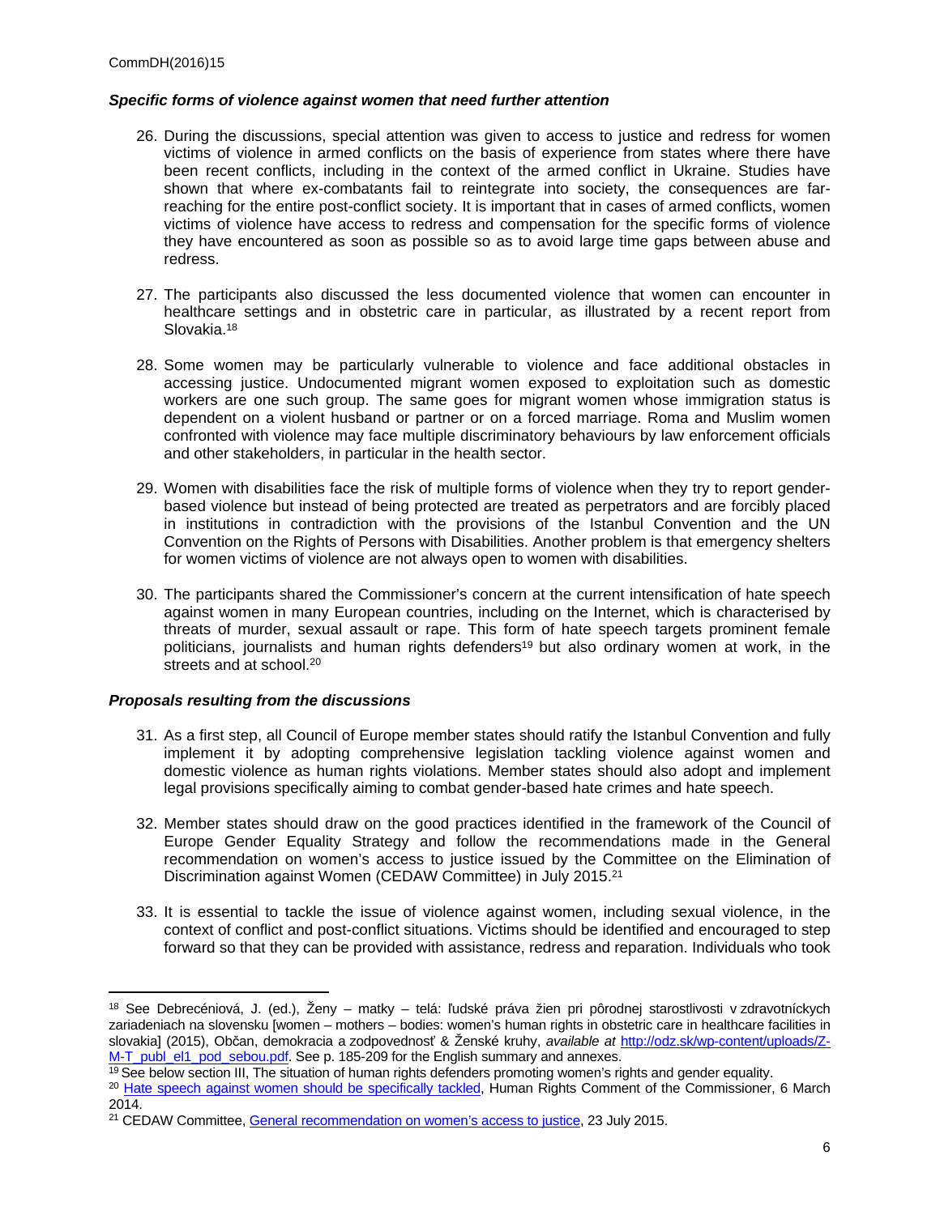### *Specific forms of violence against women that need further attention*

26. During the discussions, special attention was given to access to justice and redress for women victims of violence in armed conflicts on the basis of experience from states where there have been recent conflicts, including in the context of the armed conflict in Ukraine. Studies have shown that where ex-combatants fail to reintegrate into society, the consequences are far-reaching for the entire post-conflict society. It is important that in cases of armed conflicts, women victims of violence have access to redress and compensation for the specific forms of violence they have encountered as soon as possible so as to avoid large time gaps between abuse and redress.

27. The participants also discussed the less documented violence that women can encounter in healthcare settings and in obstetric care in particular, as illustrated by a recent report from Slovakia.[18]

28. Some women may be particularly vulnerable to violence and face additional obstacles in accessing justice. Undocumented migrant women exposed to exploitation such as domestic workers are one such group. The same goes for migrant women whose immigration status is dependent on a violent husband or partner or on a forced marriage. Roma and Muslim women confronted with violence may face multiple discriminatory behaviours by law enforcement officials and other stakeholders, in particular in the health sector.

29. Women with disabilities face the risk of multiple forms of violence when they try to report gender-based violence but instead of being protected are treated as perpetrators and are forcibly placed in institutions in contradiction with the provisions of the Istanbul Convention and the UN Convention on the Rights of Persons with Disabilities. Another problem is that emergency shelters for women victims of violence are not always open to women with disabilities.

30. The participants shared the Commissioner's concern at the current intensification of hate speech against women in many European countries, including on the Internet, which is characterised by threats of murder, sexual assault or rape. This form of hate speech targets prominent female politicians, journalists and human rights defenders[19] but also ordinary women at work, in the streets and at school.[20]

### *Proposals resulting from the discussions*

31. As a first step, all Council of Europe member states should ratify the Istanbul Convention and fully implement it by adopting comprehensive legislation tackling violence against women and domestic violence as human rights violations. Member states should also adopt and implement legal provisions specifically aiming to combat gender-based hate crimes and hate speech.

32. Member states should draw on the good practices identified in the framework of the Council of Europe Gender Equality Strategy and follow the recommendations made in the General recommendation on women's access to justice issued by the Committee on the Elimination of Discrimination against Women (CEDAW Committee) in July 2015.[21]

33. It is essential to tackle the issue of violence against women, including sexual violence, in the context of conflict and post-conflict situations. Victims should be identified and encouraged to step forward so that they can be provided with assistance, redress and reparation. Individuals who took

---

[18] See Debrecéniová, J. (ed.), Ženy – matky – telá: ľudské práva žien pri pôrodnej starostlivosti v zdravotníckych zariadeniach na slovensku [women – mothers – bodies: women's human rights in obstetric care in healthcare facilities in slovakia] (2015), Občan, demokracia a zodpovednosť & Ženské kruhy, *available at* http://odz.sk/wp-content/uploads/Z-M-T_publ_el1_pod_sebou.pdf. See p. 185-209 for the English summary and annexes.

[19] See below section III, The situation of human rights defenders promoting women's rights and gender equality.

[20] Hate speech against women should be specifically tackled, Human Rights Comment of the Commissioner, 6 March 2014.

[21] CEDAW Committee, General recommendation on women's access to justice, 23 July 2015.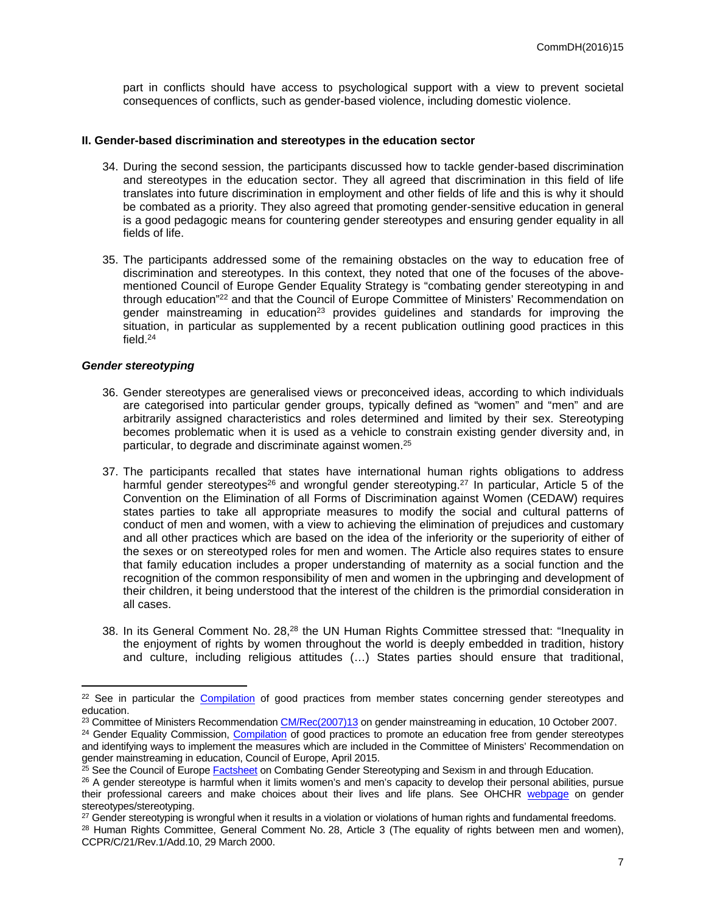part in conflicts should have access to psychological support with a view to prevent societal consequences of conflicts, such as gender-based violence, including domestic violence.

**II. Gender-based discrimination and stereotypes in the education sector**

34. During the second session, the participants discussed how to tackle gender-based discrimination and stereotypes in the education sector. They all agreed that discrimination in this field of life translates into future discrimination in employment and other fields of life and this is why it should be combated as a priority. They also agreed that promoting gender-sensitive education in general is a good pedagogic means for countering gender stereotypes and ensuring gender equality in all fields of life.

35. The participants addressed some of the remaining obstacles on the way to education free of discrimination and stereotypes. In this context, they noted that one of the focuses of the above-mentioned Council of Europe Gender Equality Strategy is "combating gender stereotyping in and through education"[22] and that the Council of Europe Committee of Ministers' Recommendation on gender mainstreaming in education[23] provides guidelines and standards for improving the situation, in particular as supplemented by a recent publication outlining good practices in this field.[24]

***Gender stereotyping***

36. Gender stereotypes are generalised views or preconceived ideas, according to which individuals are categorised into particular gender groups, typically defined as "women" and "men" and are arbitrarily assigned characteristics and roles determined and limited by their sex. Stereotyping becomes problematic when it is used as a vehicle to constrain existing gender diversity and, in particular, to degrade and discriminate against women.[25]

37. The participants recalled that states have international human rights obligations to address harmful gender stereotypes[26] and wrongful gender stereotyping.[27] In particular, Article 5 of the Convention on the Elimination of all Forms of Discrimination against Women (CEDAW) requires states parties to take all appropriate measures to modify the social and cultural patterns of conduct of men and women, with a view to achieving the elimination of prejudices and customary and all other practices which are based on the idea of the inferiority or the superiority of either of the sexes or on stereotyped roles for men and women. The Article also requires states to ensure that family education includes a proper understanding of maternity as a social function and the recognition of the common responsibility of men and women in the upbringing and development of their children, it being understood that the interest of the children is the primordial consideration in all cases.

38. In its General Comment No. 28,[28] the UN Human Rights Committee stressed that: "Inequality in the enjoyment of rights by women throughout the world is deeply embedded in tradition, history and culture, including religious attitudes (…) States parties should ensure that traditional,

---

[22] See in particular the Compilation of good practices from member states concerning gender stereotypes and education.

[23] Committee of Ministers Recommendation CM/Rec(2007)13 on gender mainstreaming in education, 10 October 2007.

[24] Gender Equality Commission, Compilation of good practices to promote an education free from gender stereotypes and identifying ways to implement the measures which are included in the Committee of Ministers' Recommendation on gender mainstreaming in education, Council of Europe, April 2015.

[25] See the Council of Europe Factsheet on Combating Gender Stereotyping and Sexism in and through Education.

[26] A gender stereotype is harmful when it limits women's and men's capacity to develop their personal abilities, pursue their professional careers and make choices about their lives and life plans. See OHCHR webpage on gender stereotypes/stereotyping.

[27] Gender stereotyping is wrongful when it results in a violation or violations of human rights and fundamental freedoms.

[28] Human Rights Committee, General Comment No. 28, Article 3 (The equality of rights between men and women), CCPR/C/21/Rev.1/Add.10, 29 March 2000.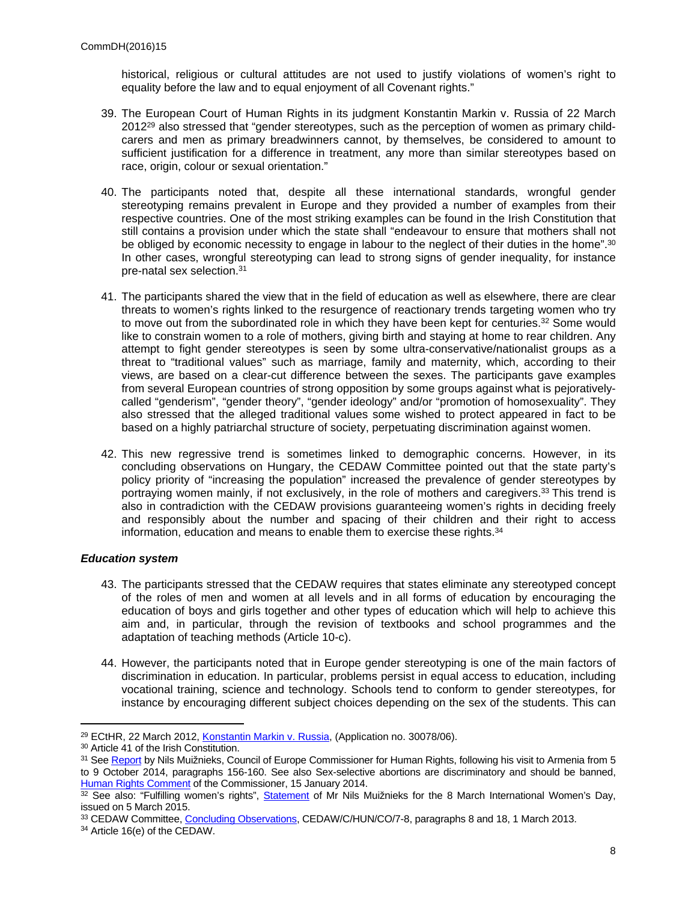historical, religious or cultural attitudes are not used to justify violations of women's right to equality before the law and to equal enjoyment of all Covenant rights."

39. The European Court of Human Rights in its judgment Konstantin Markin v. Russia of 22 March 2012[29] also stressed that "gender stereotypes, such as the perception of women as primary child-carers and men as primary breadwinners cannot, by themselves, be considered to amount to sufficient justification for a difference in treatment, any more than similar stereotypes based on race, origin, colour or sexual orientation."

40. The participants noted that, despite all these international standards, wrongful gender stereotyping remains prevalent in Europe and they provided a number of examples from their respective countries. One of the most striking examples can be found in the Irish Constitution that still contains a provision under which the state shall "endeavour to ensure that mothers shall not be obliged by economic necessity to engage in labour to the neglect of their duties in the home".[30] In other cases, wrongful stereotyping can lead to strong signs of gender inequality, for instance pre-natal sex selection.[31]

41. The participants shared the view that in the field of education as well as elsewhere, there are clear threats to women's rights linked to the resurgence of reactionary trends targeting women who try to move out from the subordinated role in which they have been kept for centuries.[32] Some would like to constrain women to a role of mothers, giving birth and staying at home to rear children. Any attempt to fight gender stereotypes is seen by some ultra-conservative/nationalist groups as a threat to "traditional values" such as marriage, family and maternity, which, according to their views, are based on a clear-cut difference between the sexes. The participants gave examples from several European countries of strong opposition by some groups against what is pejoratively-called "genderism", "gender theory", "gender ideology" and/or "promotion of homosexuality". They also stressed that the alleged traditional values some wished to protect appeared in fact to be based on a highly patriarchal structure of society, perpetuating discrimination against women.

42. This new regressive trend is sometimes linked to demographic concerns. However, in its concluding observations on Hungary, the CEDAW Committee pointed out that the state party's policy priority of "increasing the population" increased the prevalence of gender stereotypes by portraying women mainly, if not exclusively, in the role of mothers and caregivers.[33] This trend is also in contradiction with the CEDAW provisions guaranteeing women's rights in deciding freely and responsibly about the number and spacing of their children and their right to access information, education and means to enable them to exercise these rights.[34]

### ***Education system***

43. The participants stressed that the CEDAW requires that states eliminate any stereotyped concept of the roles of men and women at all levels and in all forms of education by encouraging the education of boys and girls together and other types of education which will help to achieve this aim and, in particular, through the revision of textbooks and school programmes and the adaptation of teaching methods (Article 10-c).

44. However, the participants noted that in Europe gender stereotyping is one of the main factors of discrimination in education. In particular, problems persist in equal access to education, including vocational training, science and technology. Schools tend to conform to gender stereotypes, for instance by encouraging different subject choices depending on the sex of the students. This can

---

[29] ECtHR, 22 March 2012, Konstantin Markin v. Russia, (Application no. 30078/06).

[30] Article 41 of the Irish Constitution.

[31] See Report by Nils Muižnieks, Council of Europe Commissioner for Human Rights, following his visit to Armenia from 5 to 9 October 2014, paragraphs 156-160. See also Sex-selective abortions are discriminatory and should be banned, Human Rights Comment of the Commissioner, 15 January 2014.

[32] See also: "Fulfilling women's rights", Statement of Mr Nils Muižnieks for the 8 March International Women's Day, issued on 5 March 2015.

[33] CEDAW Committee, Concluding Observations, CEDAW/C/HUN/CO/7-8, paragraphs 8 and 18, 1 March 2013.

[34] Article 16(e) of the CEDAW.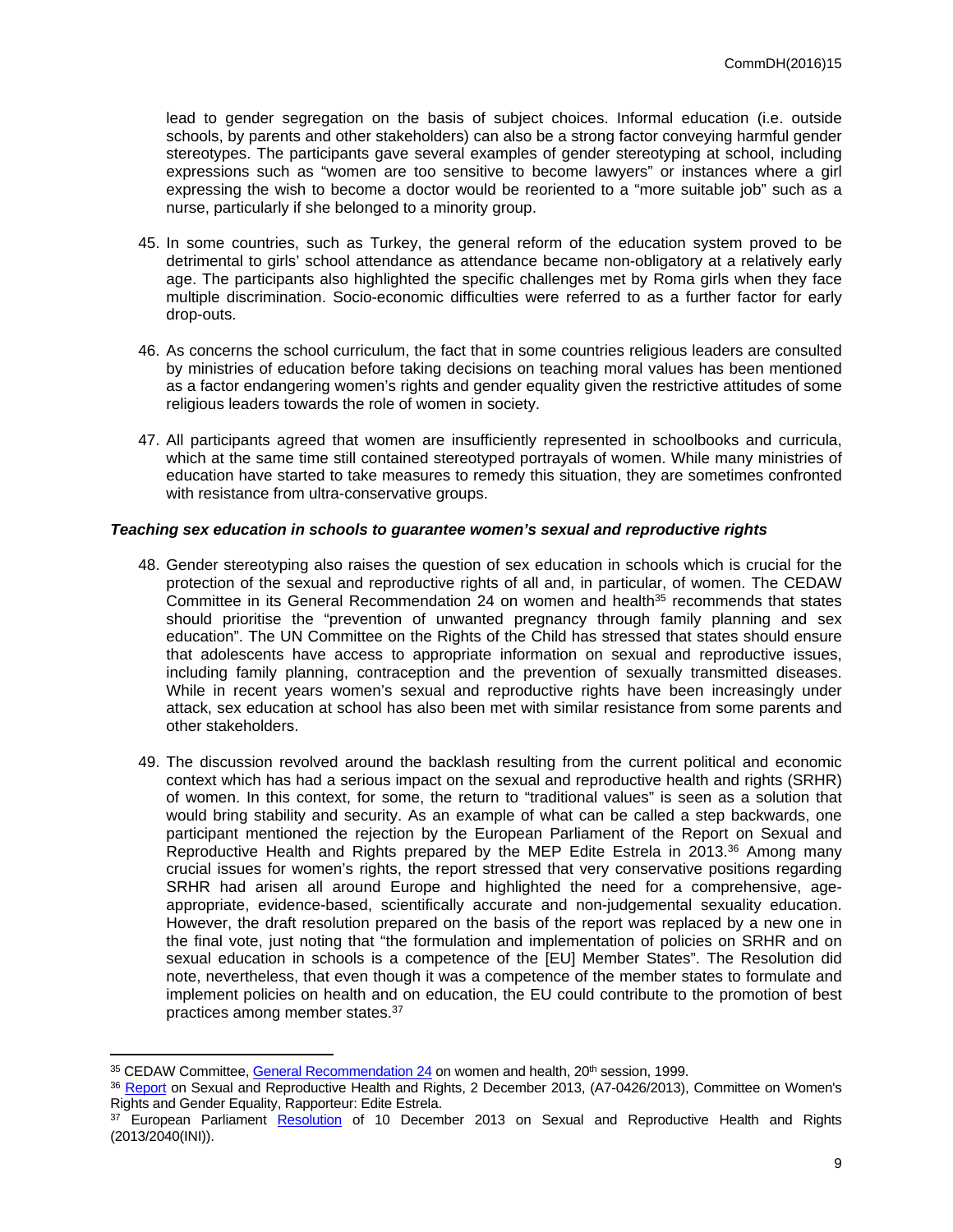lead to gender segregation on the basis of subject choices. Informal education (i.e. outside schools, by parents and other stakeholders) can also be a strong factor conveying harmful gender stereotypes. The participants gave several examples of gender stereotyping at school, including expressions such as "women are too sensitive to become lawyers" or instances where a girl expressing the wish to become a doctor would be reoriented to a "more suitable job" such as a nurse, particularly if she belonged to a minority group.

45. In some countries, such as Turkey, the general reform of the education system proved to be detrimental to girls' school attendance as attendance became non-obligatory at a relatively early age. The participants also highlighted the specific challenges met by Roma girls when they face multiple discrimination. Socio-economic difficulties were referred to as a further factor for early drop-outs.

46. As concerns the school curriculum, the fact that in some countries religious leaders are consulted by ministries of education before taking decisions on teaching moral values has been mentioned as a factor endangering women's rights and gender equality given the restrictive attitudes of some religious leaders towards the role of women in society.

47. All participants agreed that women are insufficiently represented in schoolbooks and curricula, which at the same time still contained stereotyped portrayals of women. While many ministries of education have started to take measures to remedy this situation, they are sometimes confronted with resistance from ultra-conservative groups.

***Teaching sex education in schools to guarantee women's sexual and reproductive rights***

48. Gender stereotyping also raises the question of sex education in schools which is crucial for the protection of the sexual and reproductive rights of all and, in particular, of women. The CEDAW Committee in its General Recommendation 24 on women and health[35] recommends that states should prioritise the "prevention of unwanted pregnancy through family planning and sex education". The UN Committee on the Rights of the Child has stressed that states should ensure that adolescents have access to appropriate information on sexual and reproductive issues, including family planning, contraception and the prevention of sexually transmitted diseases. While in recent years women's sexual and reproductive rights have been increasingly under attack, sex education at school has also been met with similar resistance from some parents and other stakeholders.

49. The discussion revolved around the backlash resulting from the current political and economic context which has had a serious impact on the sexual and reproductive health and rights (SRHR) of women. In this context, for some, the return to "traditional values" is seen as a solution that would bring stability and security. As an example of what can be called a step backwards, one participant mentioned the rejection by the European Parliament of the Report on Sexual and Reproductive Health and Rights prepared by the MEP Edite Estrela in 2013.[36] Among many crucial issues for women's rights, the report stressed that very conservative positions regarding SRHR had arisen all around Europe and highlighted the need for a comprehensive, age-appropriate, evidence-based, scientifically accurate and non-judgemental sexuality education. However, the draft resolution prepared on the basis of the report was replaced by a new one in the final vote, just noting that "the formulation and implementation of policies on SRHR and on sexual education in schools is a competence of the [EU] Member States". The Resolution did note, nevertheless, that even though it was a competence of the member states to formulate and implement policies on health and on education, the EU could contribute to the promotion of best practices among member states.[37]

---

[35] CEDAW Committee, General Recommendation 24 on women and health, 20th session, 1999.

[36] Report on Sexual and Reproductive Health and Rights, 2 December 2013, (A7-0426/2013), Committee on Women's Rights and Gender Equality, Rapporteur: Edite Estrela.

[37] European Parliament Resolution of 10 December 2013 on Sexual and Reproductive Health and Rights (2013/2040(INI)).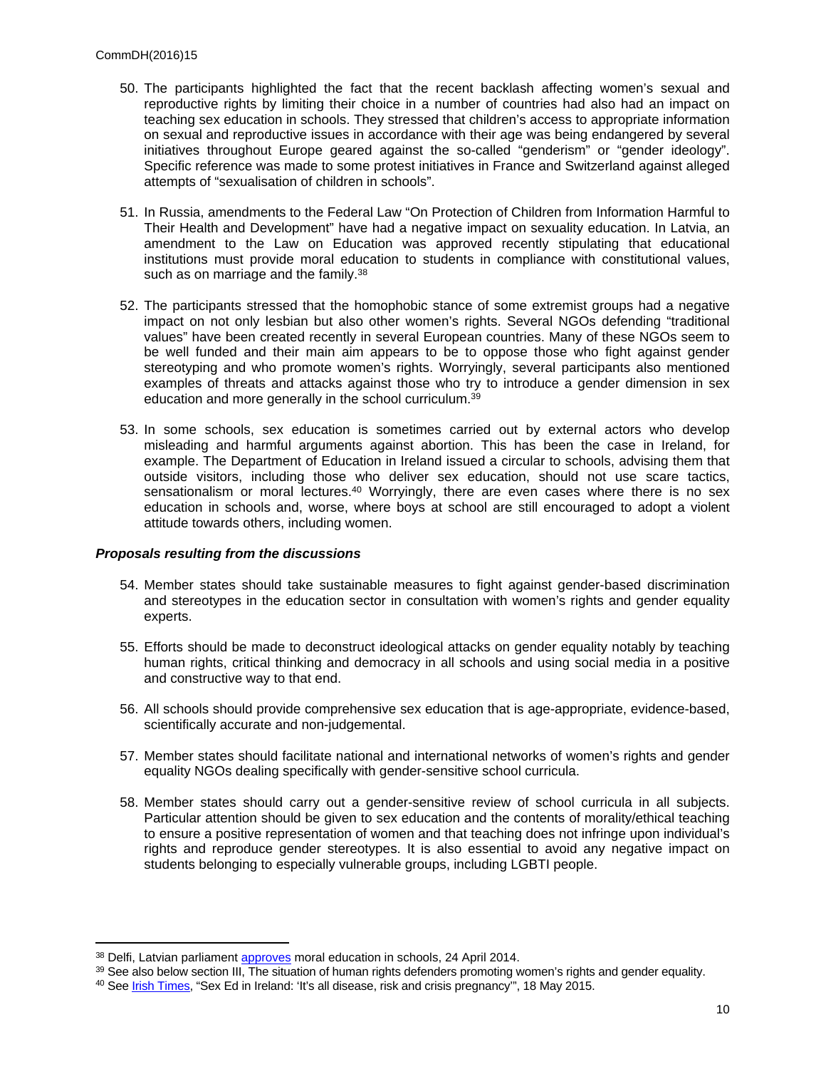50. The participants highlighted the fact that the recent backlash affecting women's sexual and reproductive rights by limiting their choice in a number of countries had also had an impact on teaching sex education in schools. They stressed that children's access to appropriate information on sexual and reproductive issues in accordance with their age was being endangered by several initiatives throughout Europe geared against the so-called "genderism" or "gender ideology". Specific reference was made to some protest initiatives in France and Switzerland against alleged attempts of "sexualisation of children in schools".

51. In Russia, amendments to the Federal Law "On Protection of Children from Information Harmful to Their Health and Development" have had a negative impact on sexuality education. In Latvia, an amendment to the Law on Education was approved recently stipulating that educational institutions must provide moral education to students in compliance with constitutional values, such as on marriage and the family.[38]

52. The participants stressed that the homophobic stance of some extremist groups had a negative impact on not only lesbian but also other women's rights. Several NGOs defending "traditional values" have been created recently in several European countries. Many of these NGOs seem to be well funded and their main aim appears to be to oppose those who fight against gender stereotyping and who promote women's rights. Worryingly, several participants also mentioned examples of threats and attacks against those who try to introduce a gender dimension in sex education and more generally in the school curriculum.[39]

53. In some schools, sex education is sometimes carried out by external actors who develop misleading and harmful arguments against abortion. This has been the case in Ireland, for example. The Department of Education in Ireland issued a circular to schools, advising them that outside visitors, including those who deliver sex education, should not use scare tactics, sensationalism or moral lectures.[40] Worryingly, there are even cases where there is no sex education in schools and, worse, where boys at school are still encouraged to adopt a violent attitude towards others, including women.

***Proposals resulting from the discussions***

54. Member states should take sustainable measures to fight against gender-based discrimination and stereotypes in the education sector in consultation with women's rights and gender equality experts.

55. Efforts should be made to deconstruct ideological attacks on gender equality notably by teaching human rights, critical thinking and democracy in all schools and using social media in a positive and constructive way to that end.

56. All schools should provide comprehensive sex education that is age-appropriate, evidence-based, scientifically accurate and non-judgemental.

57. Member states should facilitate national and international networks of women's rights and gender equality NGOs dealing specifically with gender-sensitive school curricula.

58. Member states should carry out a gender-sensitive review of school curricula in all subjects. Particular attention should be given to sex education and the contents of morality/ethical teaching to ensure a positive representation of women and that teaching does not infringe upon individual's rights and reproduce gender stereotypes. It is also essential to avoid any negative impact on students belonging to especially vulnerable groups, including LGBTI people.

---

[38] Delfi, Latvian parliament approves moral education in schools, 24 April 2014.

[39] See also below section III, The situation of human rights defenders promoting women's rights and gender equality.

[40] See Irish Times, "Sex Ed in Ireland: 'It's all disease, risk and crisis pregnancy'", 18 May 2015.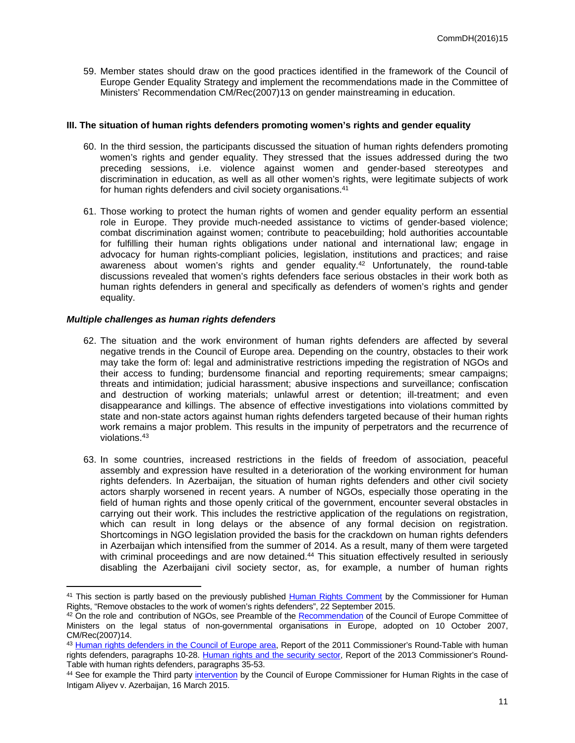59. Member states should draw on the good practices identified in the framework of the Council of Europe Gender Equality Strategy and implement the recommendations made in the Committee of Ministers' Recommendation CM/Rec(2007)13 on gender mainstreaming in education.

## III. The situation of human rights defenders promoting women's rights and gender equality

60. In the third session, the participants discussed the situation of human rights defenders promoting women's rights and gender equality. They stressed that the issues addressed during the two preceding sessions, i.e. violence against women and gender-based stereotypes and discrimination in education, as well as all other women's rights, were legitimate subjects of work for human rights defenders and civil society organisations.[41]

61. Those working to protect the human rights of women and gender equality perform an essential role in Europe. They provide much-needed assistance to victims of gender-based violence; combat discrimination against women; contribute to peacebuilding; hold authorities accountable for fulfilling their human rights obligations under national and international law; engage in advocacy for human rights-compliant policies, legislation, institutions and practices; and raise awareness about women's rights and gender equality.[42] Unfortunately, the round-table discussions revealed that women's rights defenders face serious obstacles in their work both as human rights defenders in general and specifically as defenders of women's rights and gender equality.

### *Multiple challenges as human rights defenders*

62. The situation and the work environment of human rights defenders are affected by several negative trends in the Council of Europe area. Depending on the country, obstacles to their work may take the form of: legal and administrative restrictions impeding the registration of NGOs and their access to funding; burdensome financial and reporting requirements; smear campaigns; threats and intimidation; judicial harassment; abusive inspections and surveillance; confiscation and destruction of working materials; unlawful arrest or detention; ill-treatment; and even disappearance and killings. The absence of effective investigations into violations committed by state and non-state actors against human rights defenders targeted because of their human rights work remains a major problem. This results in the impunity of perpetrators and the recurrence of violations.[43]

63. In some countries, increased restrictions in the fields of freedom of association, peaceful assembly and expression have resulted in a deterioration of the working environment for human rights defenders. In Azerbaijan, the situation of human rights defenders and other civil society actors sharply worsened in recent years. A number of NGOs, especially those operating in the field of human rights and those openly critical of the government, encounter several obstacles in carrying out their work. This includes the restrictive application of the regulations on registration, which can result in long delays or the absence of any formal decision on registration. Shortcomings in NGO legislation provided the basis for the crackdown on human rights defenders in Azerbaijan which intensified from the summer of 2014. As a result, many of them were targeted with criminal proceedings and are now detained.[44] This situation effectively resulted in seriously disabling the Azerbaijani civil society sector, as, for example, a number of human rights

---

[41] This section is partly based on the previously published Human Rights Comment by the Commissioner for Human Rights, "Remove obstacles to the work of women's rights defenders", 22 September 2015.

[42] On the role and contribution of NGOs, see Preamble of the Recommendation of the Council of Europe Committee of Ministers on the legal status of non-governmental organisations in Europe, adopted on 10 October 2007, CM/Rec(2007)14.

[43] Human rights defenders in the Council of Europe area, Report of the 2011 Commissioner's Round-Table with human rights defenders, paragraphs 10-28. Human rights and the security sector, Report of the 2013 Commissioner's Round-Table with human rights defenders, paragraphs 35-53.

[44] See for example the Third party intervention by the Council of Europe Commissioner for Human Rights in the case of Intigam Aliyev v. Azerbaijan, 16 March 2015.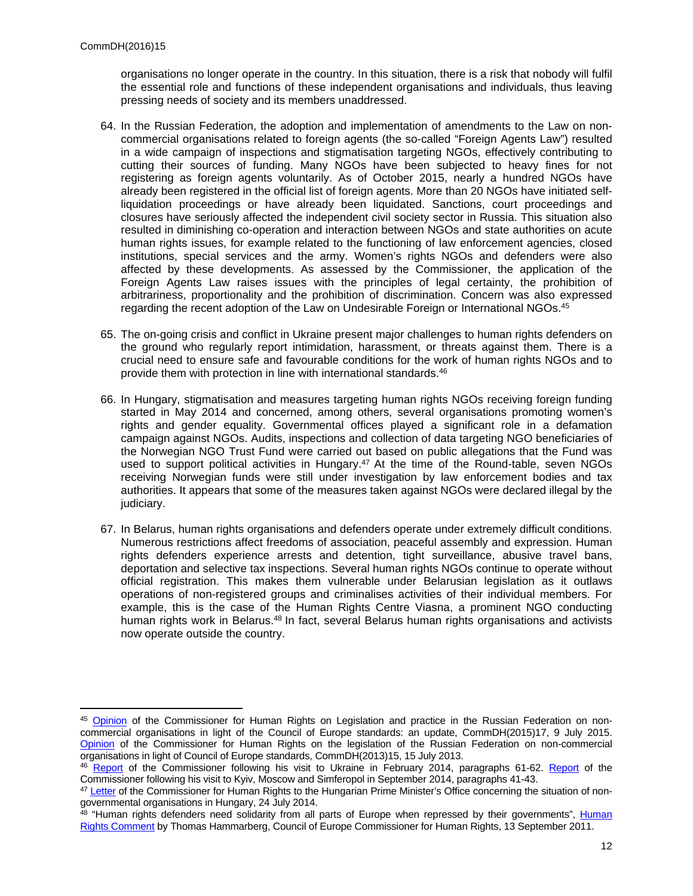organisations no longer operate in the country. In this situation, there is a risk that nobody will fulfil the essential role and functions of these independent organisations and individuals, thus leaving pressing needs of society and its members unaddressed.

64. In the Russian Federation, the adoption and implementation of amendments to the Law on non-commercial organisations related to foreign agents (the so-called "Foreign Agents Law") resulted in a wide campaign of inspections and stigmatisation targeting NGOs, effectively contributing to cutting their sources of funding. Many NGOs have been subjected to heavy fines for not registering as foreign agents voluntarily. As of October 2015, nearly a hundred NGOs have already been registered in the official list of foreign agents. More than 20 NGOs have initiated self-liquidation proceedings or have already been liquidated. Sanctions, court proceedings and closures have seriously affected the independent civil society sector in Russia. This situation also resulted in diminishing co-operation and interaction between NGOs and state authorities on acute human rights issues, for example related to the functioning of law enforcement agencies, closed institutions, special services and the army. Women's rights NGOs and defenders were also affected by these developments. As assessed by the Commissioner, the application of the Foreign Agents Law raises issues with the principles of legal certainty, the prohibition of arbitrariness, proportionality and the prohibition of discrimination. Concern was also expressed regarding the recent adoption of the Law on Undesirable Foreign or International NGOs.[45]

65. The on-going crisis and conflict in Ukraine present major challenges to human rights defenders on the ground who regularly report intimidation, harassment, or threats against them. There is a crucial need to ensure safe and favourable conditions for the work of human rights NGOs and to provide them with protection in line with international standards.[46]

66. In Hungary, stigmatisation and measures targeting human rights NGOs receiving foreign funding started in May 2014 and concerned, among others, several organisations promoting women's rights and gender equality. Governmental offices played a significant role in a defamation campaign against NGOs. Audits, inspections and collection of data targeting NGO beneficiaries of the Norwegian NGO Trust Fund were carried out based on public allegations that the Fund was used to support political activities in Hungary.[47] At the time of the Round-table, seven NGOs receiving Norwegian funds were still under investigation by law enforcement bodies and tax authorities. It appears that some of the measures taken against NGOs were declared illegal by the judiciary.

67. In Belarus, human rights organisations and defenders operate under extremely difficult conditions. Numerous restrictions affect freedoms of association, peaceful assembly and expression. Human rights defenders experience arrests and detention, tight surveillance, abusive travel bans, deportation and selective tax inspections. Several human rights NGOs continue to operate without official registration. This makes them vulnerable under Belarusian legislation as it outlaws operations of non-registered groups and criminalises activities of their individual members. For example, this is the case of the Human Rights Centre Viasna, a prominent NGO conducting human rights work in Belarus.[48] In fact, several Belarus human rights organisations and activists now operate outside the country.

---

[45] Opinion of the Commissioner for Human Rights on Legislation and practice in the Russian Federation on non-commercial organisations in light of the Council of Europe standards: an update, CommDH(2015)17, 9 July 2015. Opinion of the Commissioner for Human Rights on the legislation of the Russian Federation on non-commercial organisations in light of Council of Europe standards, CommDH(2013)15, 15 July 2013.

[46] Report of the Commissioner following his visit to Ukraine in February 2014, paragraphs 61-62. Report of the Commissioner following his visit to Kyiv, Moscow and Simferopol in September 2014, paragraphs 41-43.

[47] Letter of the Commissioner for Human Rights to the Hungarian Prime Minister's Office concerning the situation of non-governmental organisations in Hungary, 24 July 2014.

[48] "Human rights defenders need solidarity from all parts of Europe when repressed by their governments", Human Rights Comment by Thomas Hammarberg, Council of Europe Commissioner for Human Rights, 13 September 2011.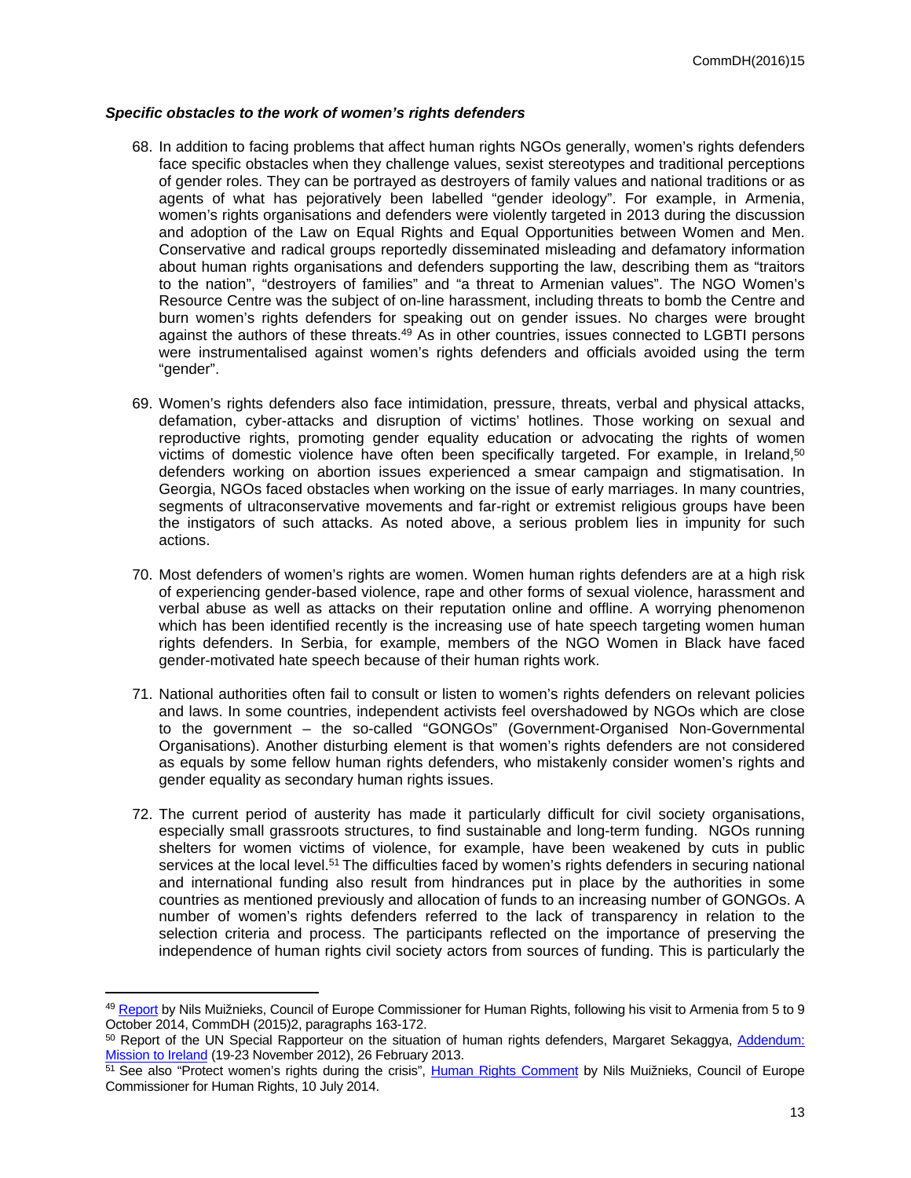### *Specific obstacles to the work of women's rights defenders*

68. In addition to facing problems that affect human rights NGOs generally, women's rights defenders face specific obstacles when they challenge values, sexist stereotypes and traditional perceptions of gender roles. They can be portrayed as destroyers of family values and national traditions or as agents of what has pejoratively been labelled "gender ideology". For example, in Armenia, women's rights organisations and defenders were violently targeted in 2013 during the discussion and adoption of the Law on Equal Rights and Equal Opportunities between Women and Men. Conservative and radical groups reportedly disseminated misleading and defamatory information about human rights organisations and defenders supporting the law, describing them as "traitors to the nation", "destroyers of families" and "a threat to Armenian values". The NGO Women's Resource Centre was the subject of on-line harassment, including threats to bomb the Centre and burn women's rights defenders for speaking out on gender issues. No charges were brought against the authors of these threats.[49] As in other countries, issues connected to LGBTI persons were instrumentalised against women's rights defenders and officials avoided using the term "gender".

69. Women's rights defenders also face intimidation, pressure, threats, verbal and physical attacks, defamation, cyber-attacks and disruption of victims' hotlines. Those working on sexual and reproductive rights, promoting gender equality education or advocating the rights of women victims of domestic violence have often been specifically targeted. For example, in Ireland,[50] defenders working on abortion issues experienced a smear campaign and stigmatisation. In Georgia, NGOs faced obstacles when working on the issue of early marriages. In many countries, segments of ultraconservative movements and far-right or extremist religious groups have been the instigators of such attacks. As noted above, a serious problem lies in impunity for such actions.

70. Most defenders of women's rights are women. Women human rights defenders are at a high risk of experiencing gender-based violence, rape and other forms of sexual violence, harassment and verbal abuse as well as attacks on their reputation online and offline. A worrying phenomenon which has been identified recently is the increasing use of hate speech targeting women human rights defenders. In Serbia, for example, members of the NGO Women in Black have faced gender-motivated hate speech because of their human rights work.

71. National authorities often fail to consult or listen to women's rights defenders on relevant policies and laws. In some countries, independent activists feel overshadowed by NGOs which are close to the government – the so-called "GONGOs" (Government-Organised Non-Governmental Organisations). Another disturbing element is that women's rights defenders are not considered as equals by some fellow human rights defenders, who mistakenly consider women's rights and gender equality as secondary human rights issues.

72. The current period of austerity has made it particularly difficult for civil society organisations, especially small grassroots structures, to find sustainable and long-term funding. NGOs running shelters for women victims of violence, for example, have been weakened by cuts in public services at the local level.[51] The difficulties faced by women's rights defenders in securing national and international funding also result from hindrances put in place by the authorities in some countries as mentioned previously and allocation of funds to an increasing number of GONGOs. A number of women's rights defenders referred to the lack of transparency in relation to the selection criteria and process. The participants reflected on the importance of preserving the independence of human rights civil society actors from sources of funding. This is particularly the

---

[49] Report by Nils Muižnieks, Council of Europe Commissioner for Human Rights, following his visit to Armenia from 5 to 9 October 2014, CommDH (2015)2, paragraphs 163-172.

[50] Report of the UN Special Rapporteur on the situation of human rights defenders, Margaret Sekaggya, Addendum: Mission to Ireland (19-23 November 2012), 26 February 2013.

[51] See also "Protect women's rights during the crisis", Human Rights Comment by Nils Muižnieks, Council of Europe Commissioner for Human Rights, 10 July 2014.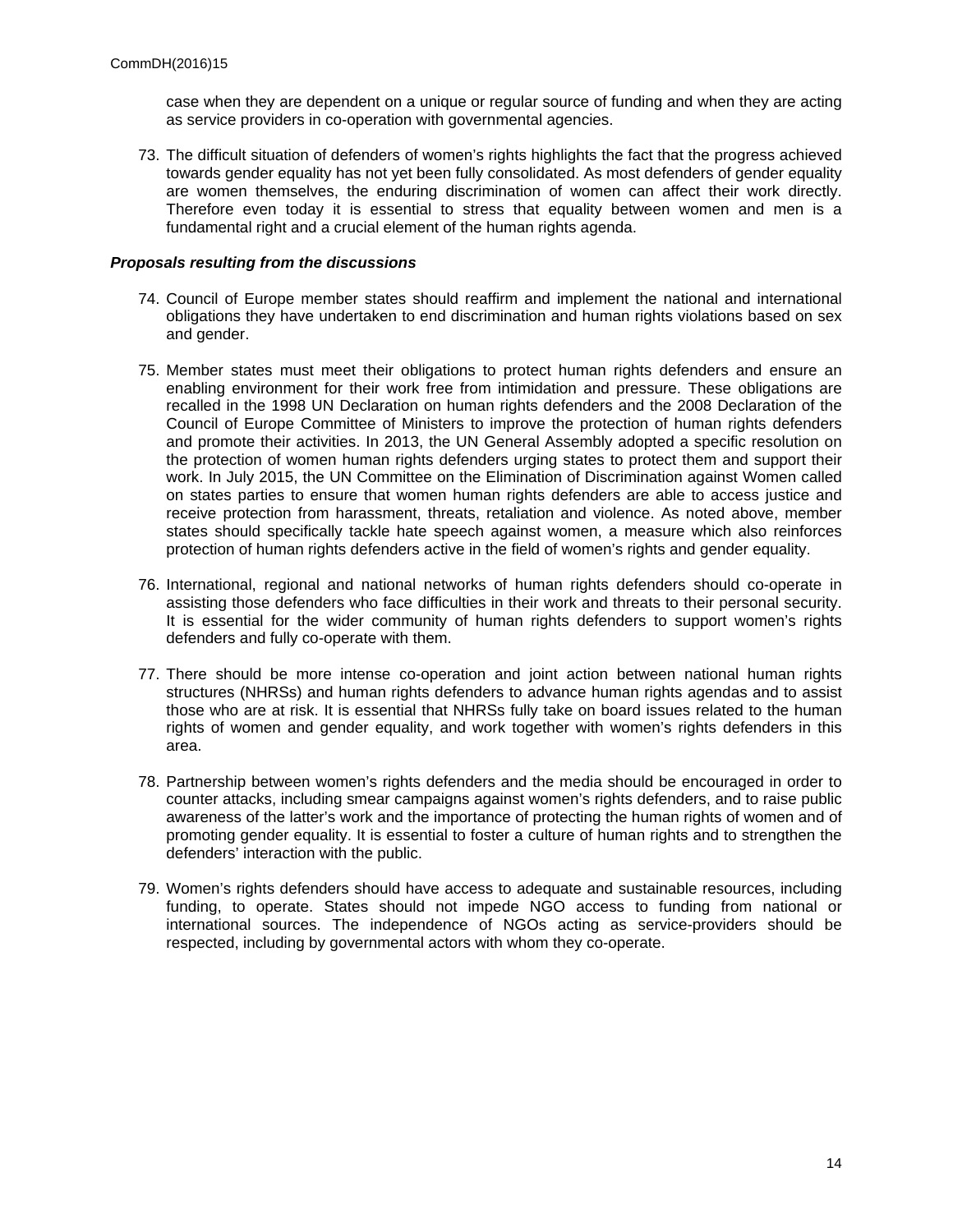case when they are dependent on a unique or regular source of funding and when they are acting as service providers in co-operation with governmental agencies.

73. The difficult situation of defenders of women's rights highlights the fact that the progress achieved towards gender equality has not yet been fully consolidated. As most defenders of gender equality are women themselves, the enduring discrimination of women can affect their work directly. Therefore even today it is essential to stress that equality between women and men is a fundamental right and a crucial element of the human rights agenda.

***Proposals resulting from the discussions***

74. Council of Europe member states should reaffirm and implement the national and international obligations they have undertaken to end discrimination and human rights violations based on sex and gender.

75. Member states must meet their obligations to protect human rights defenders and ensure an enabling environment for their work free from intimidation and pressure. These obligations are recalled in the 1998 UN Declaration on human rights defenders and the 2008 Declaration of the Council of Europe Committee of Ministers to improve the protection of human rights defenders and promote their activities. In 2013, the UN General Assembly adopted a specific resolution on the protection of women human rights defenders urging states to protect them and support their work. In July 2015, the UN Committee on the Elimination of Discrimination against Women called on states parties to ensure that women human rights defenders are able to access justice and receive protection from harassment, threats, retaliation and violence. As noted above, member states should specifically tackle hate speech against women, a measure which also reinforces protection of human rights defenders active in the field of women's rights and gender equality.

76. International, regional and national networks of human rights defenders should co-operate in assisting those defenders who face difficulties in their work and threats to their personal security. It is essential for the wider community of human rights defenders to support women's rights defenders and fully co-operate with them.

77. There should be more intense co-operation and joint action between national human rights structures (NHRSs) and human rights defenders to advance human rights agendas and to assist those who are at risk. It is essential that NHRSs fully take on board issues related to the human rights of women and gender equality, and work together with women's rights defenders in this area.

78. Partnership between women's rights defenders and the media should be encouraged in order to counter attacks, including smear campaigns against women's rights defenders, and to raise public awareness of the latter's work and the importance of protecting the human rights of women and of promoting gender equality. It is essential to foster a culture of human rights and to strengthen the defenders' interaction with the public.

79. Women's rights defenders should have access to adequate and sustainable resources, including funding, to operate. States should not impede NGO access to funding from national or international sources. The independence of NGOs acting as service-providers should be respected, including by governmental actors with whom they co-operate.